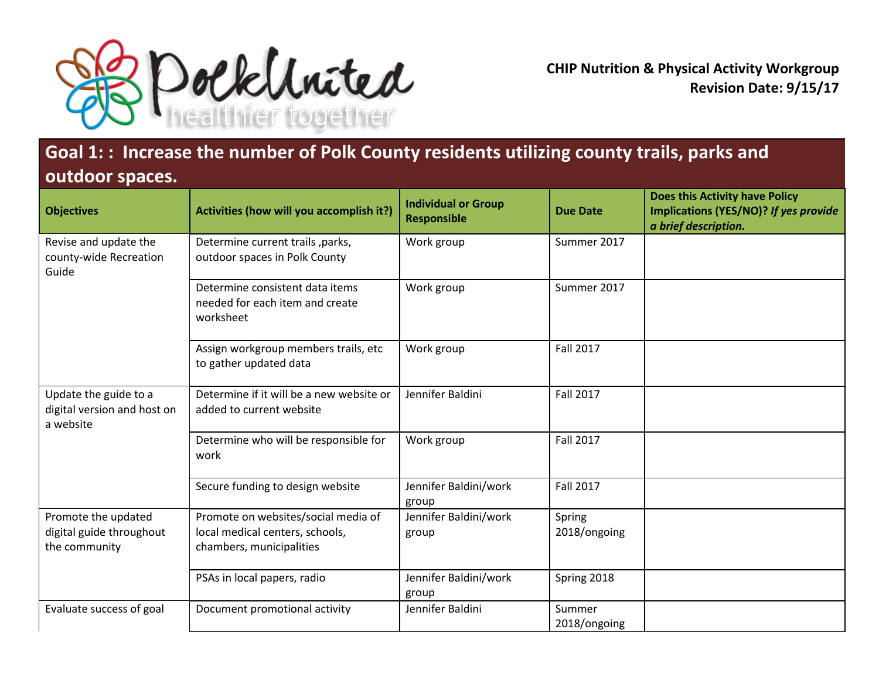PolkUnited healthier together

**CHIP Nutrition & Physical Activity Workgroup**
**Revision Date: 9/15/17**

## Goal 1: : Increase the number of Polk County residents utilizing county trails, parks and outdoor spaces.

| Objectives | Activities (how will you accomplish it?) | Individual or Group Responsible | Due Date | Does this Activity have Policy Implications (YES/NO)? *If yes provide a brief description.* |
|---|---|---|---|---|
| Revise and update the county-wide Recreation Guide | Determine current trails ,parks, outdoor spaces in Polk County | Work group | Summer 2017 | |
| | Determine consistent data items needed for each item and create worksheet | Work group | Summer 2017 | |
| | Assign workgroup members trails, etc to gather updated data | Work group | Fall 2017 | |
| Update the guide to a digital version and host on a website | Determine if it will be a new website or added to current website | Jennifer Baldini | Fall 2017 | |
| | Determine who will be responsible for work | Work group | Fall 2017 | |
| | Secure funding to design website | Jennifer Baldini/work group | Fall 2017 | |
| Promote the updated digital guide throughout the community | Promote on websites/social media of local medical centers, schools, chambers, municipalities | Jennifer Baldini/work group | Spring 2018/ongoing | |
| | PSAs in local papers, radio | Jennifer Baldini/work group | Spring 2018 | |
| Evaluate success of goal | Document promotional activity | Jennifer Baldini | Summer 2018/ongoing | |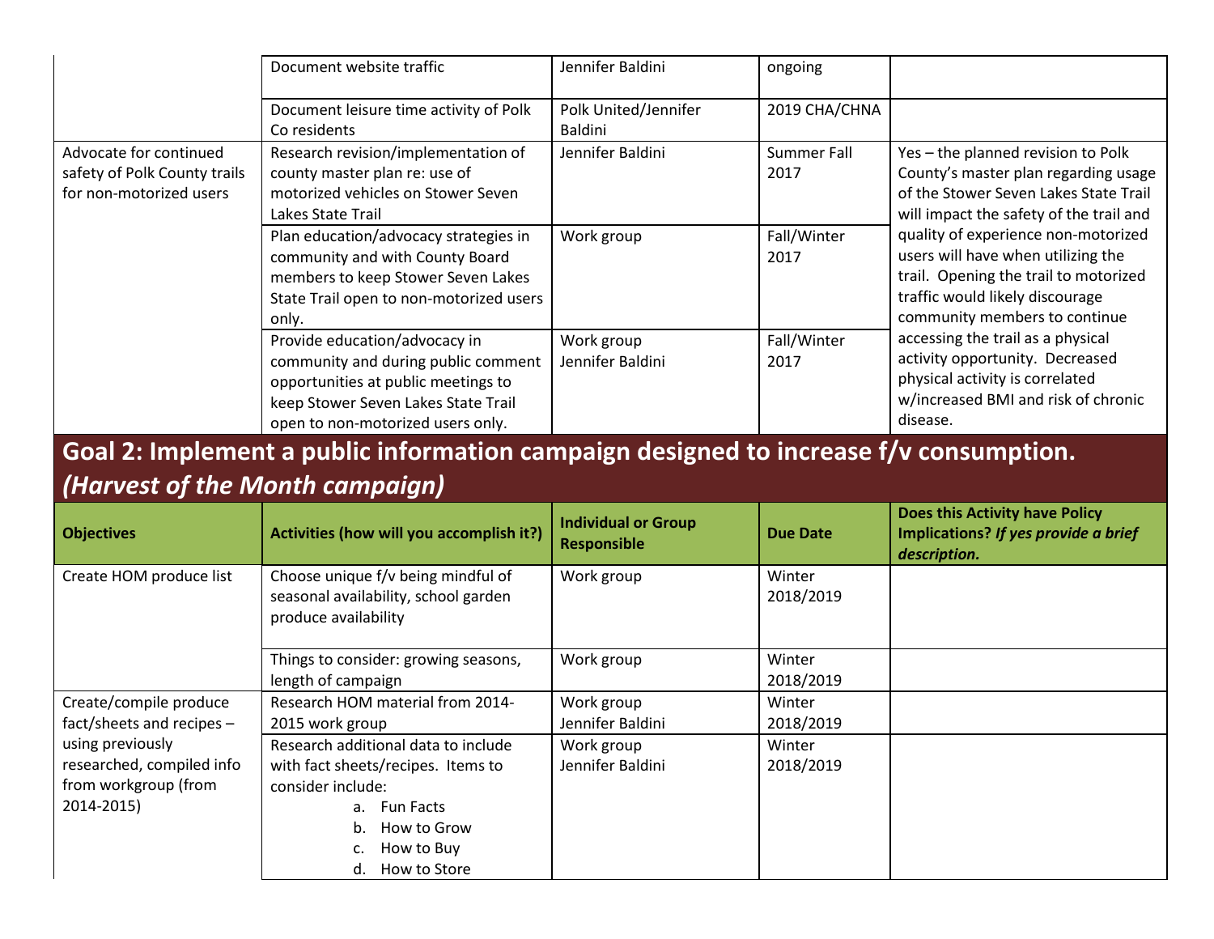| | | | | |
|---|---|---|---|---|
| | Document website traffic | Jennifer Baldini | ongoing | |
| | Document leisure time activity of Polk Co residents | Polk United/Jennifer Baldini | 2019 CHA/CHNA | |
| Advocate for continued safety of Polk County trails for non-motorized users | Research revision/implementation of county master plan re: use of motorized vehicles on Stower Seven Lakes State Trail | Jennifer Baldini | Summer Fall 2017 | Yes – the planned revision to Polk County's master plan regarding usage of the Stower Seven Lakes State Trail will impact the safety of the trail and quality of experience non-motorized users will have when utilizing the trail. Opening the trail to motorized traffic would likely discourage community members to continue accessing the trail as a physical activity opportunity. Decreased physical activity is correlated w/increased BMI and risk of chronic disease. |
| | Plan education/advocacy strategies in community and with County Board members to keep Stower Seven Lakes State Trail open to non-motorized users only. | Work group | Fall/Winter 2017 | |
| | Provide education/advocacy in community and during public comment opportunities at public meetings to keep Stower Seven Lakes State Trail open to non-motorized users only. | Work group Jennifer Baldini | Fall/Winter 2017 | |

## Goal 2: Implement a public information campaign designed to increase f/v consumption. *(Harvest of the Month campaign)*

| Objectives | Activities (how will you accomplish it?) | Individual or Group Responsible | Due Date | Does this Activity have Policy Implications? *If yes provide a brief description.* |
|---|---|---|---|---|
| Create HOM produce list | Choose unique f/v being mindful of seasonal availability, school garden produce availability | Work group | Winter 2018/2019 | |
| | Things to consider: growing seasons, length of campaign | Work group | Winter 2018/2019 | |
| Create/compile produce fact/sheets and recipes – using previously researched, compiled info from workgroup (from 2014-2015) | Research HOM material from 2014-2015 work group | Work group Jennifer Baldini | Winter 2018/2019 | |
| | Research additional data to include with fact sheets/recipes. Items to consider include: a. Fun Facts b. How to Grow c. How to Buy d. How to Store | Work group Jennifer Baldini | Winter 2018/2019 | |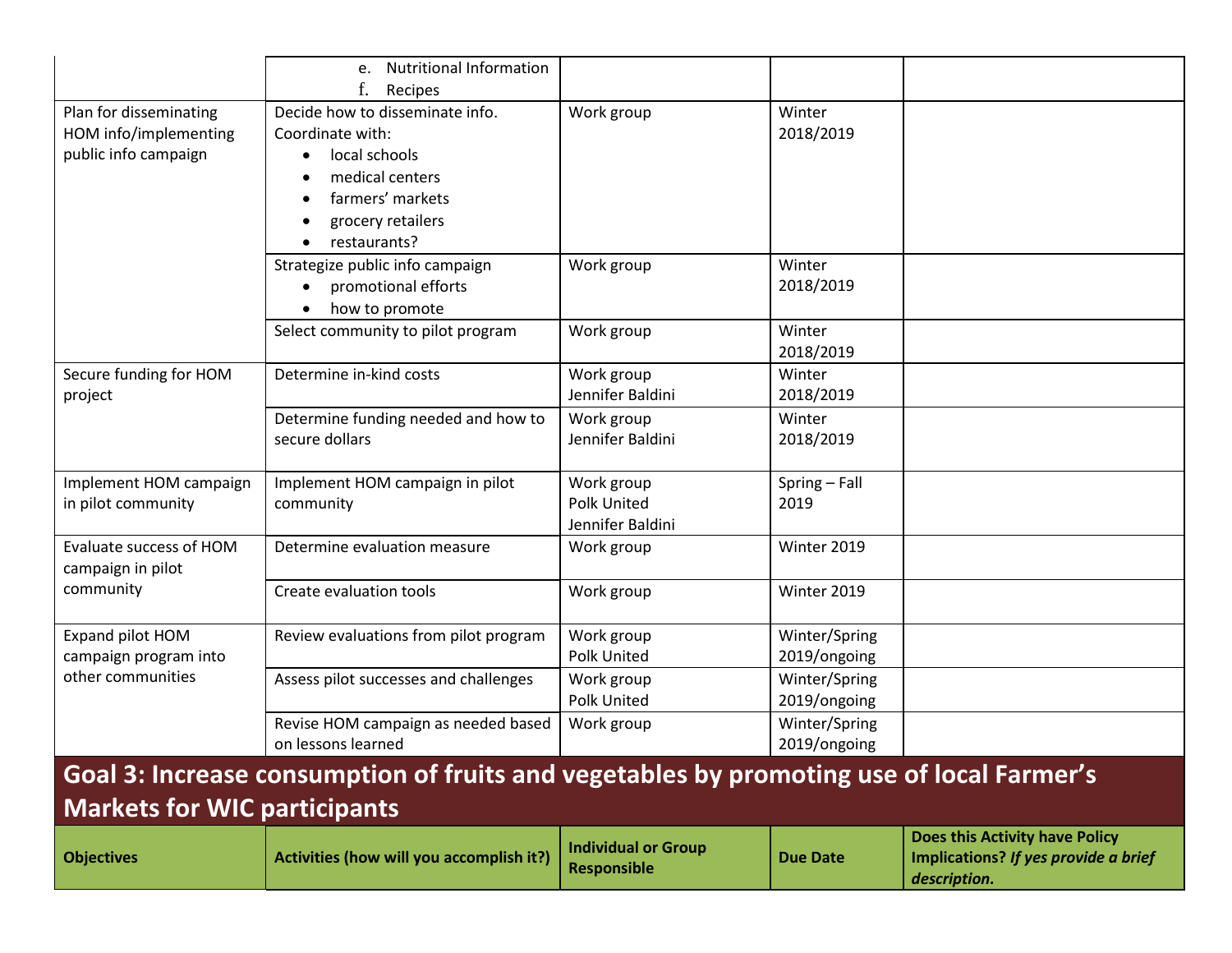| | | | | |
|---|---|---|---|---|
| | e. Nutritional Information<br>f. Recipes | | | |
| Plan for disseminating HOM info/implementing public info campaign | Decide how to disseminate info. Coordinate with:<br>• local schools<br>• medical centers<br>• farmers' markets<br>• grocery retailers<br>• restaurants? | Work group | Winter 2018/2019 | |
| | Strategize public info campaign<br>• promotional efforts<br>• how to promote | Work group | Winter 2018/2019 | |
| | Select community to pilot program | Work group | Winter 2018/2019 | |
| Secure funding for HOM project | Determine in-kind costs | Work group<br>Jennifer Baldini | Winter 2018/2019 | |
| | Determine funding needed and how to secure dollars | Work group<br>Jennifer Baldini | Winter 2018/2019 | |
| Implement HOM campaign in pilot community | Implement HOM campaign in pilot community | Work group<br>Polk United<br>Jennifer Baldini | Spring – Fall 2019 | |
| Evaluate success of HOM campaign in pilot community | Determine evaluation measure | Work group | Winter 2019 | |
| | Create evaluation tools | Work group | Winter 2019 | |
| Expand pilot HOM campaign program into other communities | Review evaluations from pilot program | Work group<br>Polk United | Winter/Spring 2019/ongoing | |
| | Assess pilot successes and challenges | Work group<br>Polk United | Winter/Spring 2019/ongoing | |
| | Revise HOM campaign as needed based on lessons learned | Work group | Winter/Spring 2019/ongoing | |

## Goal 3: Increase consumption of fruits and vegetables by promoting use of local Farmer's Markets for WIC participants

| **Objectives** | **Activities (how will you accomplish it?)** | **Individual or Group Responsible** | **Due Date** | **Does this Activity have Policy Implications?** ***If yes provide a brief description.*** |
|---|---|---|---|---|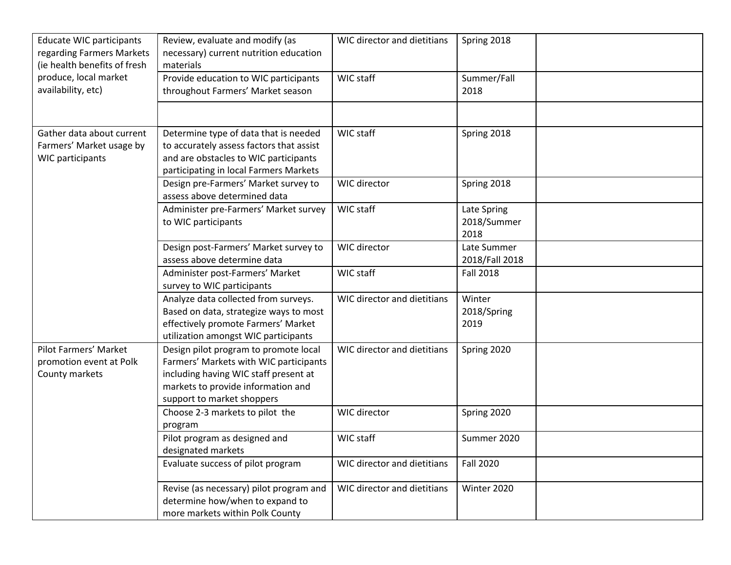| | | | | |
|---|---|---|---|---|
| Educate WIC participants regarding Farmers Markets (ie health benefits of fresh produce, local market availability, etc) | Review, evaluate and modify (as necessary) current nutrition education materials | WIC director and dietitians | Spring 2018 | |
| | Provide education to WIC participants throughout Farmers' Market season | WIC staff | Summer/Fall 2018 | |
| | | | | |
| Gather data about current Farmers' Market usage by WIC participants | Determine type of data that is needed to accurately assess factors that assist and are obstacles to WIC participants participating in local Farmers Markets | WIC staff | Spring 2018 | |
| | Design pre-Farmers' Market survey to assess above determined data | WIC director | Spring 2018 | |
| | Administer pre-Farmers' Market survey to WIC participants | WIC staff | Late Spring 2018/Summer 2018 | |
| | Design post-Farmers' Market survey to assess above determine data | WIC director | Late Summer 2018/Fall 2018 | |
| | Administer post-Farmers' Market survey to WIC participants | WIC staff | Fall 2018 | |
| | Analyze data collected from surveys. Based on data, strategize ways to most effectively promote Farmers' Market utilization amongst WIC participants | WIC director and dietitians | Winter 2018/Spring 2019 | |
| Pilot Farmers' Market promotion event at Polk County markets | Design pilot program to promote local Farmers' Markets with WIC participants including having WIC staff present at markets to provide information and support to market shoppers | WIC director and dietitians | Spring 2020 | |
| | Choose 2-3 markets to pilot the program | WIC director | Spring 2020 | |
| | Pilot program as designed and designated markets | WIC staff | Summer 2020 | |
| | Evaluate success of pilot program | WIC director and dietitians | Fall 2020 | |
| | Revise (as necessary) pilot program and determine how/when to expand to more markets within Polk County | WIC director and dietitians | Winter 2020 | |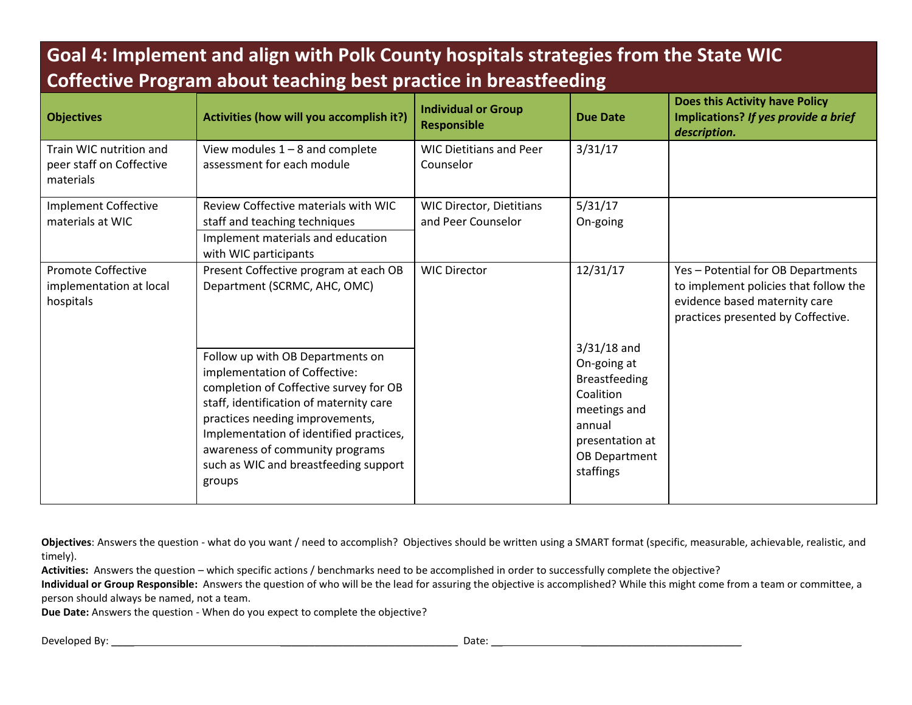## Goal 4: Implement and align with Polk County hospitals strategies from the State WIC Coffective Program about teaching best practice in breastfeeding

| Objectives | Activities (how will you accomplish it?) | Individual or Group Responsible | Due Date | Does this Activity have Policy Implications? *If yes provide a brief description.* |
|---|---|---|---|---|
| Train WIC nutrition and peer staff on Coffective materials | View modules 1 – 8 and complete assessment for each module | WIC Dietitians and Peer Counselor | 3/31/17 | |
| Implement Coffective materials at WIC | Review Coffective materials with WIC staff and teaching techniques | WIC Director, Dietitians and Peer Counselor | 5/31/17 On-going | |
| | Implement materials and education with WIC participants | | | |
| Promote Coffective implementation at local hospitals | Present Coffective program at each OB Department (SCRMC, AHC, OMC) | WIC Director | 12/31/17 | Yes – Potential for OB Departments to implement policies that follow the evidence based maternity care practices presented by Coffective. |
| | Follow up with OB Departments on implementation of Coffective: completion of Coffective survey for OB staff, identification of maternity care practices needing improvements, Implementation of identified practices, awareness of community programs such as WIC and breastfeeding support groups | | 3/31/18 and On-going at Breastfeeding Coalition meetings and annual presentation at OB Department staffings | |

**Objectives**: Answers the question - what do you want / need to accomplish? Objectives should be written using a SMART format (specific, measurable, achievable, realistic, and timely).

**Activities:** Answers the question – which specific actions / benchmarks need to be accomplished in order to successfully complete the objective?

**Individual or Group Responsible:** Answers the question of who will be the lead for assuring the objective is accomplished? While this might come from a team or committee, a person should always be named, not a team.

**Due Date:** Answers the question - When do you expect to complete the objective?

Developed By: ______________________________ Date: ______________________________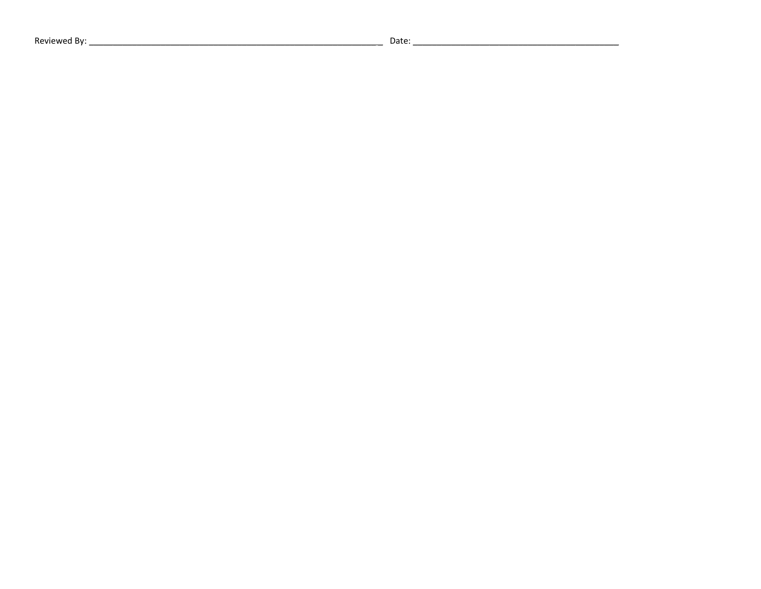Reviewed By: ___________________________________________________________ Date: __________________________________________